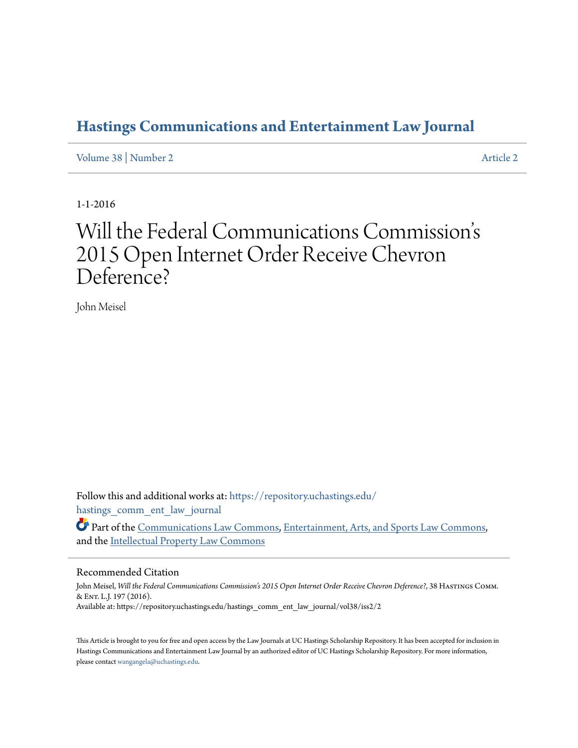# Hastings Communications and Entertainment Law Journal

Volume 38 | Number 2 Article 2

1-1-2016

# Will the Federal Communications Commission's 2015 Open Internet Order Receive Chevron Deference?

John Meisel

Follow this and additional works at: https://repository.uchastings.edu/hastings_comm_ent_law_journal

Part of the Communications Law Commons, Entertainment, Arts, and Sports Law Commons, and the Intellectual Property Law Commons

## Recommended Citation

John Meisel, *Will the Federal Communications Commission's 2015 Open Internet Order Receive Chevron Deference?*, 38 Hastings Comm. & Ent. L.J. 197 (2016).
Available at: https://repository.uchastings.edu/hastings_comm_ent_law_journal/vol38/iss2/2

This Article is brought to you for free and open access by the Law Journals at UC Hastings Scholarship Repository. It has been accepted for inclusion in Hastings Communications and Entertainment Law Journal by an authorized editor of UC Hastings Scholarship Repository. For more information, please contact wangangela@uchastings.edu.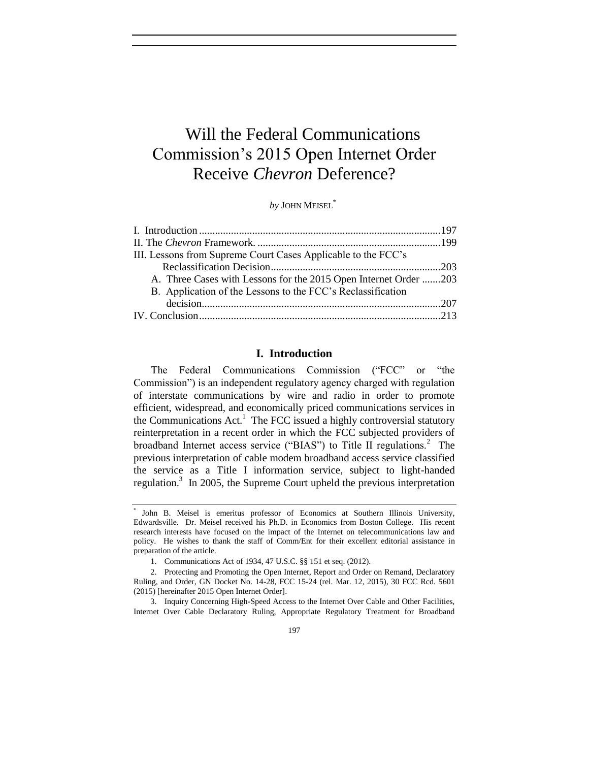# Will the Federal Communications Commission's 2015 Open Internet Order Receive *Chevron* Deference?

*by* JOHN MEISEL[*]

I. Introduction .......................................................................................... 197
II. The *Chevron* Framework. .................................................................... 199
III. Lessons from Supreme Court Cases Applicable to the FCC's Reclassification Decision ............................................................... 203
  A. Three Cases with Lessons for the 2015 Open Internet Order ....... 203
  B. Application of the Lessons to the FCC's Reclassification decision......................................................................................... 207
IV. Conclusion .......................................................................................... 213

## I. Introduction

The Federal Communications Commission ("FCC" or "the Commission") is an independent regulatory agency charged with regulation of interstate communications by wire and radio in order to promote efficient, widespread, and economically priced communications services in the Communications Act.[1] The FCC issued a highly controversial statutory reinterpretation in a recent order in which the FCC subjected providers of broadband Internet access service ("BIAS") to Title II regulations.[2] The previous interpretation of cable modem broadband access service classified the service as a Title I information service, subject to light-handed regulation.[3] In 2005, the Supreme Court upheld the previous interpretation

---

[*] John B. Meisel is emeritus professor of Economics at Southern Illinois University, Edwardsville. Dr. Meisel received his Ph.D. in Economics from Boston College. His recent research interests have focused on the impact of the Internet on telecommunications law and policy. He wishes to thank the staff of Comm/Ent for their excellent editorial assistance in preparation of the article.

1. Communications Act of 1934, 47 U.S.C. §§ 151 et seq. (2012).

2. Protecting and Promoting the Open Internet, Report and Order on Remand, Declaratory Ruling, and Order, GN Docket No. 14-28, FCC 15-24 (rel. Mar. 12, 2015), 30 FCC Rcd. 5601 (2015) [hereinafter 2015 Open Internet Order].

3. Inquiry Concerning High-Speed Access to the Internet Over Cable and Other Facilities, Internet Over Cable Declaratory Ruling, Appropriate Regulatory Treatment for Broadband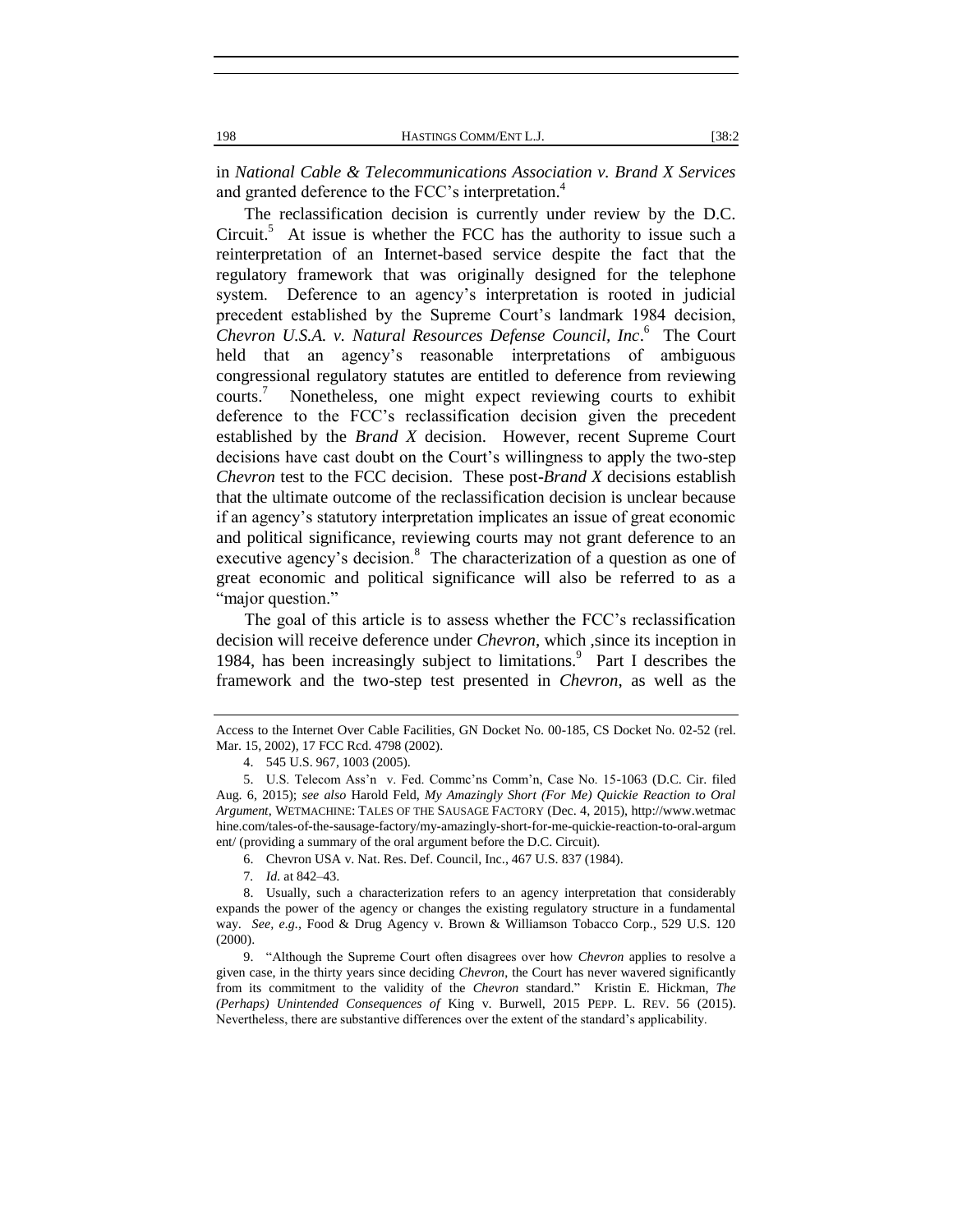in *National Cable & Telecommunications Association v. Brand X Services* and granted deference to the FCC's interpretation.[4]

The reclassification decision is currently under review by the D.C. Circuit.[5] At issue is whether the FCC has the authority to issue such a reinterpretation of an Internet-based service despite the fact that the regulatory framework that was originally designed for the telephone system. Deference to an agency's interpretation is rooted in judicial precedent established by the Supreme Court's landmark 1984 decision, *Chevron U.S.A. v. Natural Resources Defense Council, Inc*.[6] The Court held that an agency's reasonable interpretations of ambiguous congressional regulatory statutes are entitled to deference from reviewing courts.[7] Nonetheless, one might expect reviewing courts to exhibit deference to the FCC's reclassification decision given the precedent established by the *Brand X* decision. However, recent Supreme Court decisions have cast doubt on the Court's willingness to apply the two-step *Chevron* test to the FCC decision. These post-*Brand X* decisions establish that the ultimate outcome of the reclassification decision is unclear because if an agency's statutory interpretation implicates an issue of great economic and political significance, reviewing courts may not grant deference to an executive agency's decision.[8] The characterization of a question as one of great economic and political significance will also be referred to as a "major question."

The goal of this article is to assess whether the FCC's reclassification decision will receive deference under *Chevron*, which ,since its inception in 1984, has been increasingly subject to limitations.[9] Part I describes the framework and the two-step test presented in *Chevron*, as well as the

---

Access to the Internet Over Cable Facilities, GN Docket No. 00-185, CS Docket No. 02-52 (rel. Mar. 15, 2002), 17 FCC Rcd. 4798 (2002).

4. 545 U.S. 967, 1003 (2005).

5. U.S. Telecom Ass'n v. Fed. Commc'ns Comm'n, Case No. 15-1063 (D.C. Cir. filed Aug. 6, 2015); *see also* Harold Feld, *My Amazingly Short (For Me) Quickie Reaction to Oral Argument*, WETMACHINE: TALES OF THE SAUSAGE FACTORY (Dec. 4, 2015), http://www.wetmachine.com/tales-of-the-sausage-factory/my-amazingly-short-for-me-quickie-reaction-to-oral-argument/ (providing a summary of the oral argument before the D.C. Circuit).

6. Chevron USA v. Nat. Res. Def. Council, Inc., 467 U.S. 837 (1984).

7. *Id.* at 842–43.

8. Usually, such a characterization refers to an agency interpretation that considerably expands the power of the agency or changes the existing regulatory structure in a fundamental way. *See, e.g.*, Food & Drug Agency v. Brown & Williamson Tobacco Corp., 529 U.S. 120 (2000).

9. "Although the Supreme Court often disagrees over how *Chevron* applies to resolve a given case, in the thirty years since deciding *Chevron*, the Court has never wavered significantly from its commitment to the validity of the *Chevron* standard." Kristin E. Hickman, *The (Perhaps) Unintended Consequences of* King v. Burwell, 2015 PEPP. L. REV. 56 (2015). Nevertheless, there are substantive differences over the extent of the standard's applicability.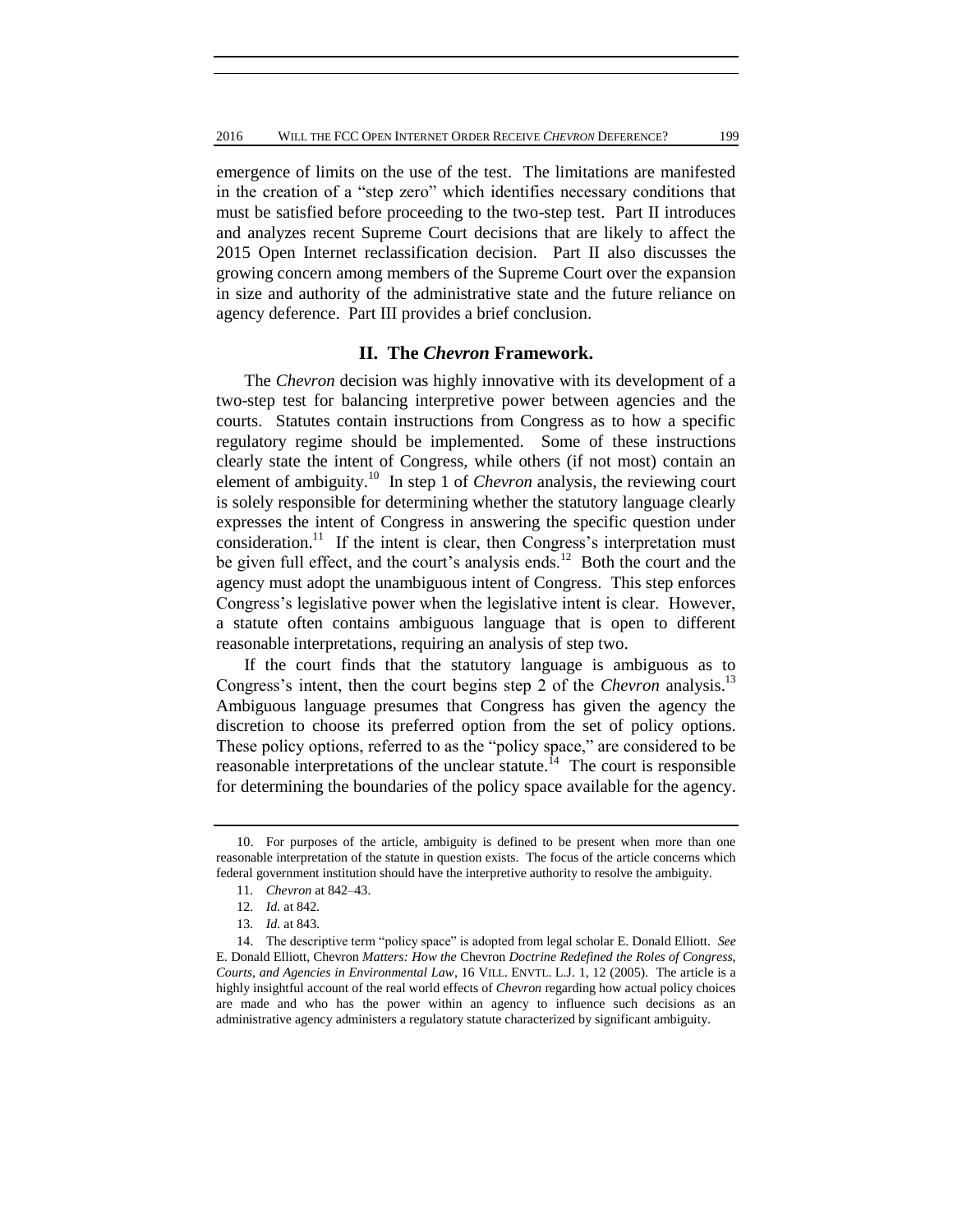emergence of limits on the use of the test. The limitations are manifested in the creation of a "step zero" which identifies necessary conditions that must be satisfied before proceeding to the two-step test. Part II introduces and analyzes recent Supreme Court decisions that are likely to affect the 2015 Open Internet reclassification decision. Part II also discusses the growing concern among members of the Supreme Court over the expansion in size and authority of the administrative state and the future reliance on agency deference. Part III provides a brief conclusion.

## II. The *Chevron* Framework.

The *Chevron* decision was highly innovative with its development of a two-step test for balancing interpretive power between agencies and the courts. Statutes contain instructions from Congress as to how a specific regulatory regime should be implemented. Some of these instructions clearly state the intent of Congress, while others (if not most) contain an element of ambiguity.[10] In step 1 of *Chevron* analysis, the reviewing court is solely responsible for determining whether the statutory language clearly expresses the intent of Congress in answering the specific question under consideration.[11] If the intent is clear, then Congress's interpretation must be given full effect, and the court's analysis ends.[12] Both the court and the agency must adopt the unambiguous intent of Congress. This step enforces Congress's legislative power when the legislative intent is clear. However, a statute often contains ambiguous language that is open to different reasonable interpretations, requiring an analysis of step two.

If the court finds that the statutory language is ambiguous as to Congress's intent, then the court begins step 2 of the *Chevron* analysis.[13] Ambiguous language presumes that Congress has given the agency the discretion to choose its preferred option from the set of policy options. These policy options, referred to as the "policy space," are considered to be reasonable interpretations of the unclear statute.[14] The court is responsible for determining the boundaries of the policy space available for the agency.

---

10. For purposes of the article, ambiguity is defined to be present when more than one reasonable interpretation of the statute in question exists. The focus of the article concerns which federal government institution should have the interpretive authority to resolve the ambiguity.

11. *Chevron* at 842–43.

12. *Id.* at 842.

13. *Id.* at 843.

14. The descriptive term "policy space" is adopted from legal scholar E. Donald Elliott. *See* E. Donald Elliott, Chevron *Matters: How the* Chevron *Doctrine Redefined the Roles of Congress, Courts, and Agencies in Environmental Law*, 16 VILL. ENVTL. L.J. 1, 12 (2005). The article is a highly insightful account of the real world effects of *Chevron* regarding how actual policy choices are made and who has the power within an agency to influence such decisions as an administrative agency administers a regulatory statute characterized by significant ambiguity.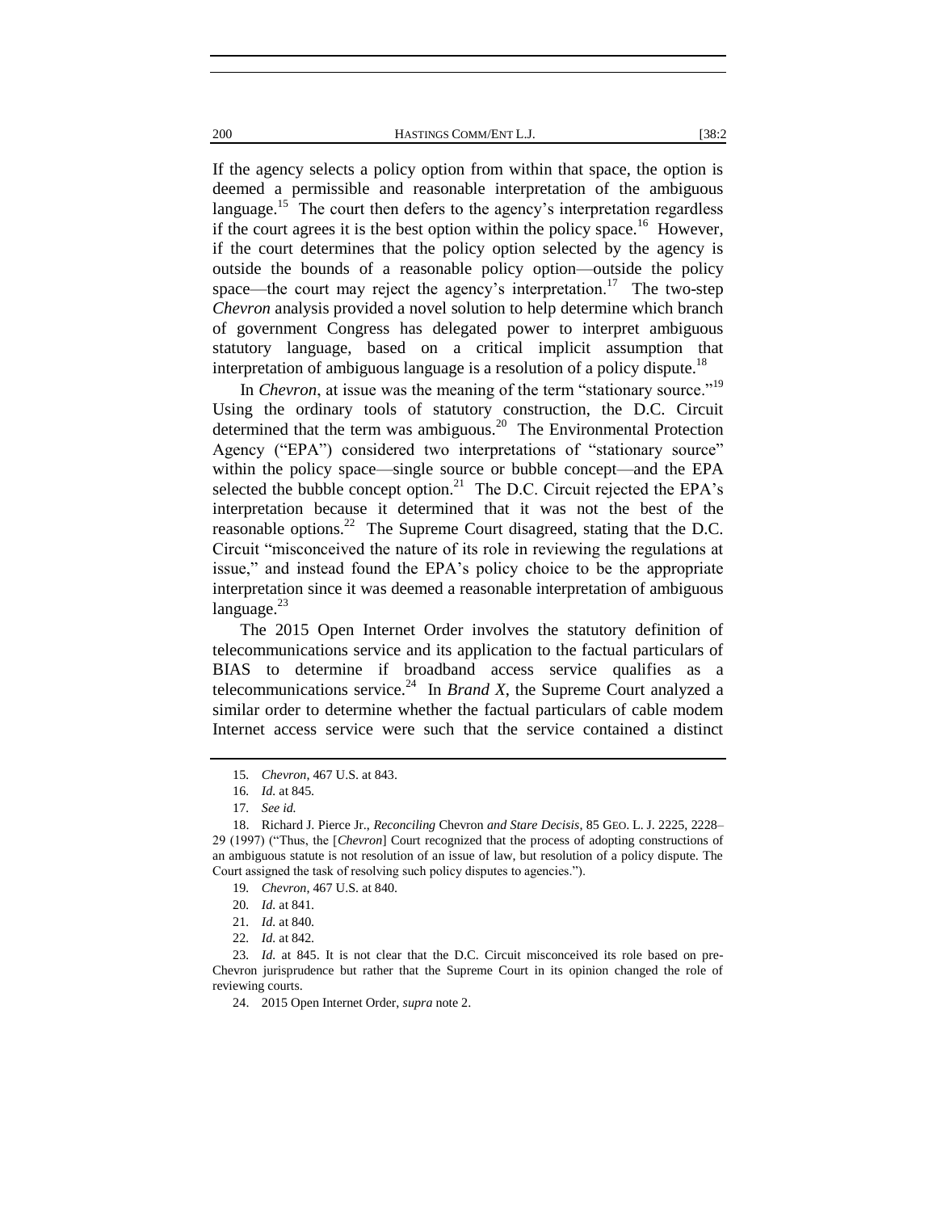If the agency selects a policy option from within that space, the option is deemed a permissible and reasonable interpretation of the ambiguous language.[15] The court then defers to the agency's interpretation regardless if the court agrees it is the best option within the policy space.[16] However, if the court determines that the policy option selected by the agency is outside the bounds of a reasonable policy option—outside the policy space—the court may reject the agency's interpretation.[17] The two-step *Chevron* analysis provided a novel solution to help determine which branch of government Congress has delegated power to interpret ambiguous statutory language, based on a critical implicit assumption that interpretation of ambiguous language is a resolution of a policy dispute.[18]

In *Chevron*, at issue was the meaning of the term "stationary source."[19] Using the ordinary tools of statutory construction, the D.C. Circuit determined that the term was ambiguous.[20] The Environmental Protection Agency ("EPA") considered two interpretations of "stationary source" within the policy space—single source or bubble concept—and the EPA selected the bubble concept option.[21] The D.C. Circuit rejected the EPA's interpretation because it determined that it was not the best of the reasonable options.[22] The Supreme Court disagreed, stating that the D.C. Circuit "misconceived the nature of its role in reviewing the regulations at issue," and instead found the EPA's policy choice to be the appropriate interpretation since it was deemed a reasonable interpretation of ambiguous language.[23]

The 2015 Open Internet Order involves the statutory definition of telecommunications service and its application to the factual particulars of BIAS to determine if broadband access service qualifies as a telecommunications service.[24] In *Brand X*, the Supreme Court analyzed a similar order to determine whether the factual particulars of cable modem Internet access service were such that the service contained a distinct

---

15. *Chevron*, 467 U.S. at 843.

16. *Id.* at 845.

17. *See id.*

18. Richard J. Pierce Jr., *Reconciling* Chevron *and Stare Decisis*, 85 GEO. L. J. 2225, 2228–29 (1997) ("Thus, the [*Chevron*] Court recognized that the process of adopting constructions of an ambiguous statute is not resolution of an issue of law, but resolution of a policy dispute. The Court assigned the task of resolving such policy disputes to agencies.").

19. *Chevron*, 467 U.S. at 840.

20. *Id.* at 841.

21. *Id.* at 840.

22. *Id.* at 842.

23. *Id.* at 845. It is not clear that the D.C. Circuit misconceived its role based on pre-Chevron jurisprudence but rather that the Supreme Court in its opinion changed the role of reviewing courts.

24. 2015 Open Internet Order, *supra* note 2.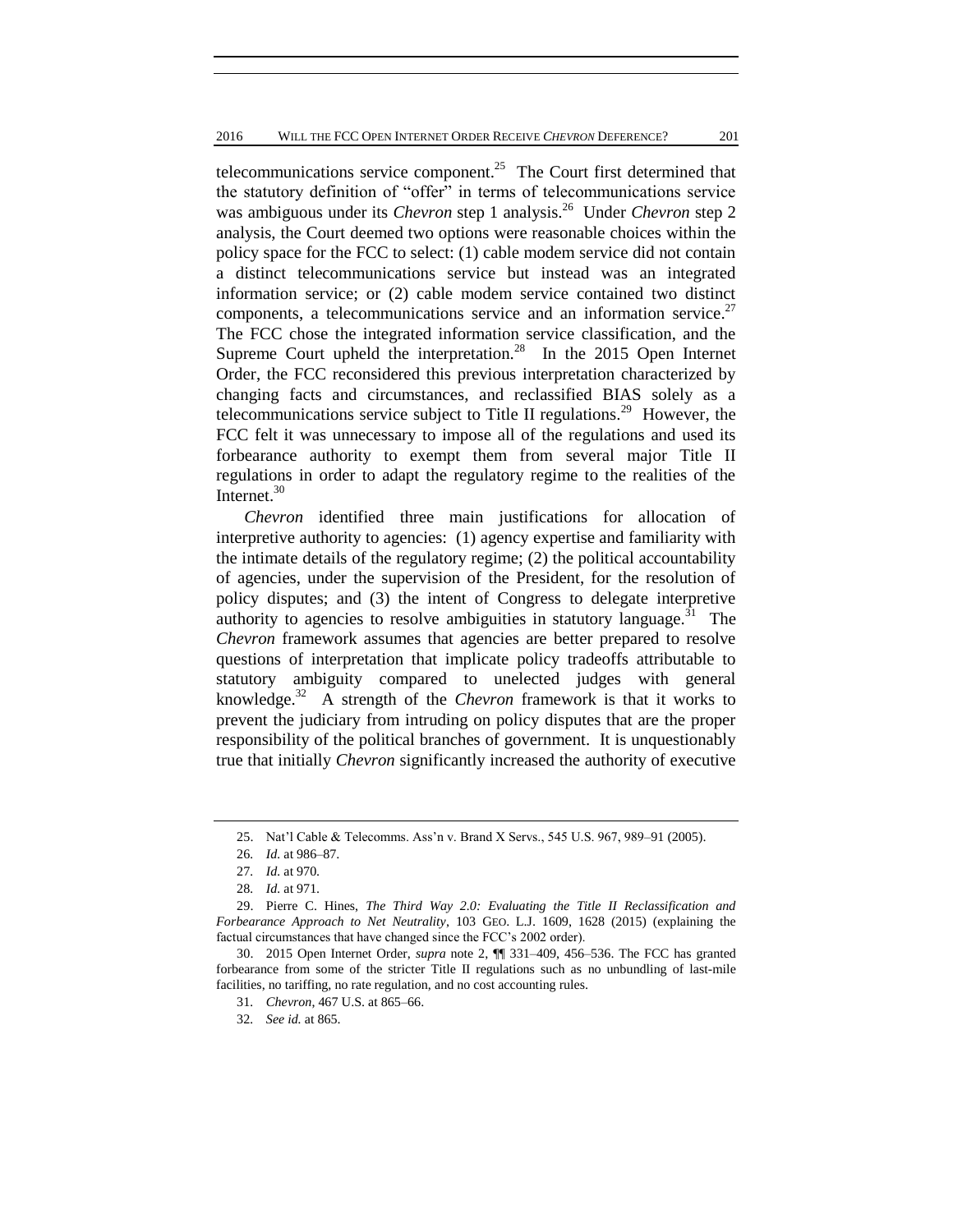telecommunications service component.[25] The Court first determined that the statutory definition of "offer" in terms of telecommunications service was ambiguous under its *Chevron* step 1 analysis.[26] Under *Chevron* step 2 analysis, the Court deemed two options were reasonable choices within the policy space for the FCC to select: (1) cable modem service did not contain a distinct telecommunications service but instead was an integrated information service; or (2) cable modem service contained two distinct components, a telecommunications service and an information service.[27] The FCC chose the integrated information service classification, and the Supreme Court upheld the interpretation.[28] In the 2015 Open Internet Order, the FCC reconsidered this previous interpretation characterized by changing facts and circumstances, and reclassified BIAS solely as a telecommunications service subject to Title II regulations.[29] However, the FCC felt it was unnecessary to impose all of the regulations and used its forbearance authority to exempt them from several major Title II regulations in order to adapt the regulatory regime to the realities of the Internet.[30]

*Chevron* identified three main justifications for allocation of interpretive authority to agencies: (1) agency expertise and familiarity with the intimate details of the regulatory regime; (2) the political accountability of agencies, under the supervision of the President, for the resolution of policy disputes; and (3) the intent of Congress to delegate interpretive authority to agencies to resolve ambiguities in statutory language.[31] The *Chevron* framework assumes that agencies are better prepared to resolve questions of interpretation that implicate policy tradeoffs attributable to statutory ambiguity compared to unelected judges with general knowledge.[32] A strength of the *Chevron* framework is that it works to prevent the judiciary from intruding on policy disputes that are the proper responsibility of the political branches of government. It is unquestionably true that initially *Chevron* significantly increased the authority of executive

---

25. Nat'l Cable & Telecomms. Ass'n v. Brand X Servs., 545 U.S. 967, 989–91 (2005).

26. *Id.* at 986–87.

27. *Id.* at 970.

28. *Id.* at 971.

29. Pierre C. Hines, *The Third Way 2.0: Evaluating the Title II Reclassification and Forbearance Approach to Net Neutrality*, 103 GEO. L.J. 1609, 1628 (2015) (explaining the factual circumstances that have changed since the FCC's 2002 order).

30. 2015 Open Internet Order, *supra* note 2, ¶¶ 331–409, 456–536. The FCC has granted forbearance from some of the stricter Title II regulations such as no unbundling of last-mile facilities, no tariffing, no rate regulation, and no cost accounting rules.

31. *Chevron*, 467 U.S. at 865–66.

32. *See id.* at 865.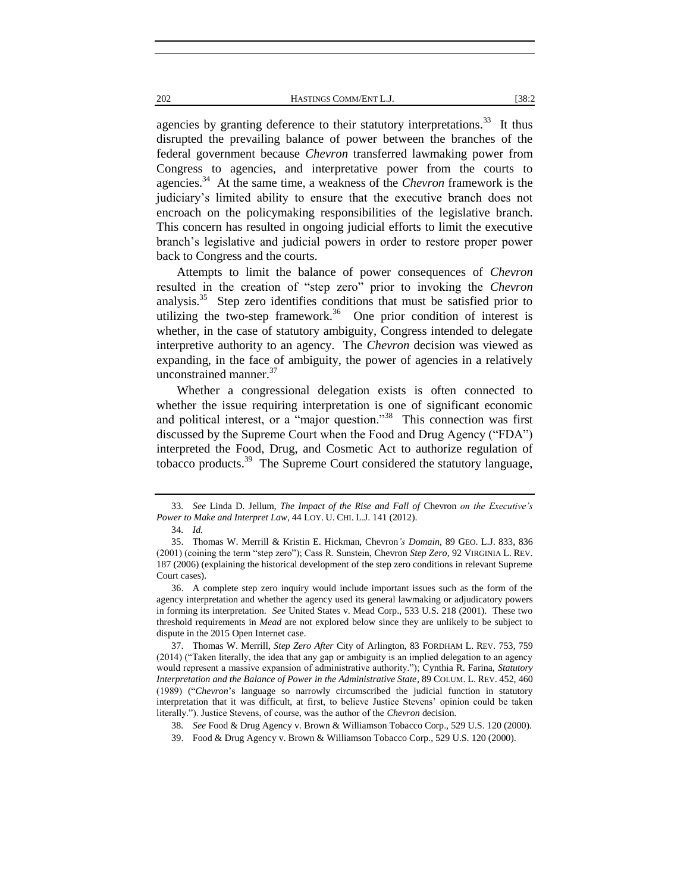agencies by granting deference to their statutory interpretations.[33] It thus disrupted the prevailing balance of power between the branches of the federal government because *Chevron* transferred lawmaking power from Congress to agencies, and interpretative power from the courts to agencies.[34] At the same time, a weakness of the *Chevron* framework is the judiciary's limited ability to ensure that the executive branch does not encroach on the policymaking responsibilities of the legislative branch. This concern has resulted in ongoing judicial efforts to limit the executive branch's legislative and judicial powers in order to restore proper power back to Congress and the courts.

Attempts to limit the balance of power consequences of *Chevron* resulted in the creation of "step zero" prior to invoking the *Chevron* analysis.[35] Step zero identifies conditions that must be satisfied prior to utilizing the two-step framework.[36] One prior condition of interest is whether, in the case of statutory ambiguity, Congress intended to delegate interpretive authority to an agency. The *Chevron* decision was viewed as expanding, in the face of ambiguity, the power of agencies in a relatively unconstrained manner.[37]

Whether a congressional delegation exists is often connected to whether the issue requiring interpretation is one of significant economic and political interest, or a "major question."[38] This connection was first discussed by the Supreme Court when the Food and Drug Agency ("FDA") interpreted the Food, Drug, and Cosmetic Act to authorize regulation of tobacco products.[39] The Supreme Court considered the statutory language,

---

33. *See* Linda D. Jellum, *The Impact of the Rise and Fall of* Chevron *on the Executive's Power to Make and Interpret Law*, 44 LOY. U. CHI. L.J. 141 (2012).

34. *Id.*

35. Thomas W. Merrill & Kristin E. Hickman, Chevron*'s Domain*, 89 GEO. L.J. 833, 836 (2001) (coining the term "step zero"); Cass R. Sunstein, Chevron *Step Zero*, 92 VIRGINIA L. REV. 187 (2006) (explaining the historical development of the step zero conditions in relevant Supreme Court cases).

36. A complete step zero inquiry would include important issues such as the form of the agency interpretation and whether the agency used its general lawmaking or adjudicatory powers in forming its interpretation. *See* United States v. Mead Corp., 533 U.S. 218 (2001). These two threshold requirements in *Mead* are not explored below since they are unlikely to be subject to dispute in the 2015 Open Internet case.

37. Thomas W. Merrill, *Step Zero After* City of Arlington, 83 FORDHAM L. REV. 753, 759 (2014) ("Taken literally, the idea that any gap or ambiguity is an implied delegation to an agency would represent a massive expansion of administrative authority."); Cynthia R. Farina, *Statutory Interpretation and the Balance of Power in the Administrative State*, 89 COLUM. L. REV. 452, 460 (1989) ("*Chevron*'s language so narrowly circumscribed the judicial function in statutory interpretation that it was difficult, at first, to believe Justice Stevens' opinion could be taken literally."). Justice Stevens, of course, was the author of the *Chevron* decision.

38. *See* Food & Drug Agency v. Brown & Williamson Tobacco Corp., 529 U.S. 120 (2000).

39. Food & Drug Agency v. Brown & Williamson Tobacco Corp., 529 U.S. 120 (2000).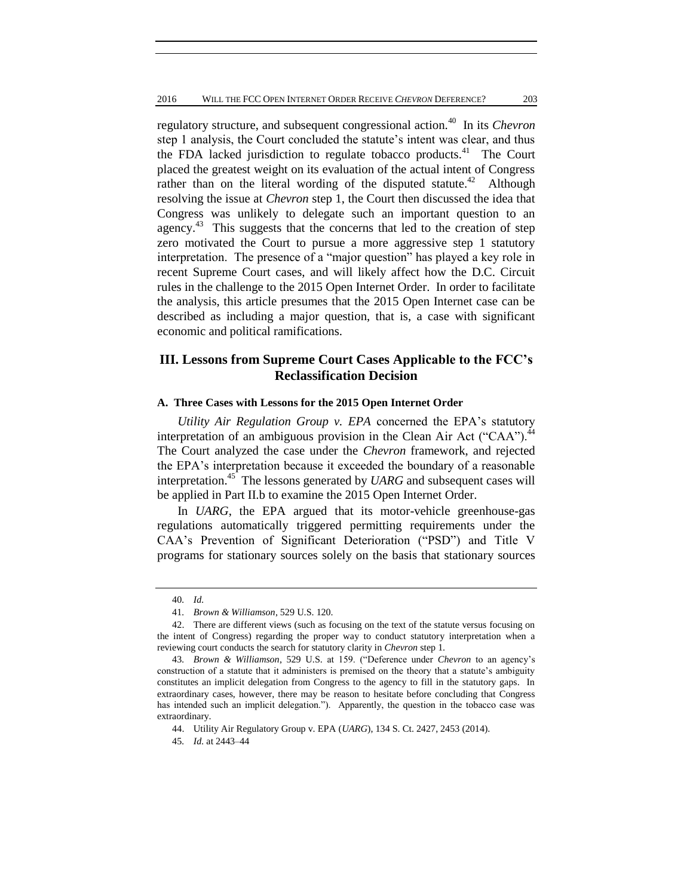regulatory structure, and subsequent congressional action.[40] In its *Chevron* step 1 analysis, the Court concluded the statute's intent was clear, and thus the FDA lacked jurisdiction to regulate tobacco products.[41] The Court placed the greatest weight on its evaluation of the actual intent of Congress rather than on the literal wording of the disputed statute.[42] Although resolving the issue at *Chevron* step 1, the Court then discussed the idea that Congress was unlikely to delegate such an important question to an agency.[43] This suggests that the concerns that led to the creation of step zero motivated the Court to pursue a more aggressive step 1 statutory interpretation. The presence of a "major question" has played a key role in recent Supreme Court cases, and will likely affect how the D.C. Circuit rules in the challenge to the 2015 Open Internet Order. In order to facilitate the analysis, this article presumes that the 2015 Open Internet case can be described as including a major question, that is, a case with significant economic and political ramifications.

## III. Lessons from Supreme Court Cases Applicable to the FCC's Reclassification Decision

### A. Three Cases with Lessons for the 2015 Open Internet Order

*Utility Air Regulation Group v. EPA* concerned the EPA's statutory interpretation of an ambiguous provision in the Clean Air Act ("CAA").[44] The Court analyzed the case under the *Chevron* framework, and rejected the EPA's interpretation because it exceeded the boundary of a reasonable interpretation.[45] The lessons generated by *UARG* and subsequent cases will be applied in Part II.b to examine the 2015 Open Internet Order.

In *UARG*, the EPA argued that its motor-vehicle greenhouse-gas regulations automatically triggered permitting requirements under the CAA's Prevention of Significant Deterioration ("PSD") and Title V programs for stationary sources solely on the basis that stationary sources

---

40. *Id.*

41. *Brown & Williamson*, 529 U.S. 120.

42. There are different views (such as focusing on the text of the statute versus focusing on the intent of Congress) regarding the proper way to conduct statutory interpretation when a reviewing court conducts the search for statutory clarity in *Chevron* step 1.

43. *Brown & Williamson*, 529 U.S. at 159. ("Deference under *Chevron* to an agency's construction of a statute that it administers is premised on the theory that a statute's ambiguity constitutes an implicit delegation from Congress to the agency to fill in the statutory gaps. In extraordinary cases, however, there may be reason to hesitate before concluding that Congress has intended such an implicit delegation."). Apparently, the question in the tobacco case was extraordinary.

44. Utility Air Regulatory Group v. EPA (*UARG*), 134 S. Ct. 2427, 2453 (2014).

45. *Id.* at 2443–44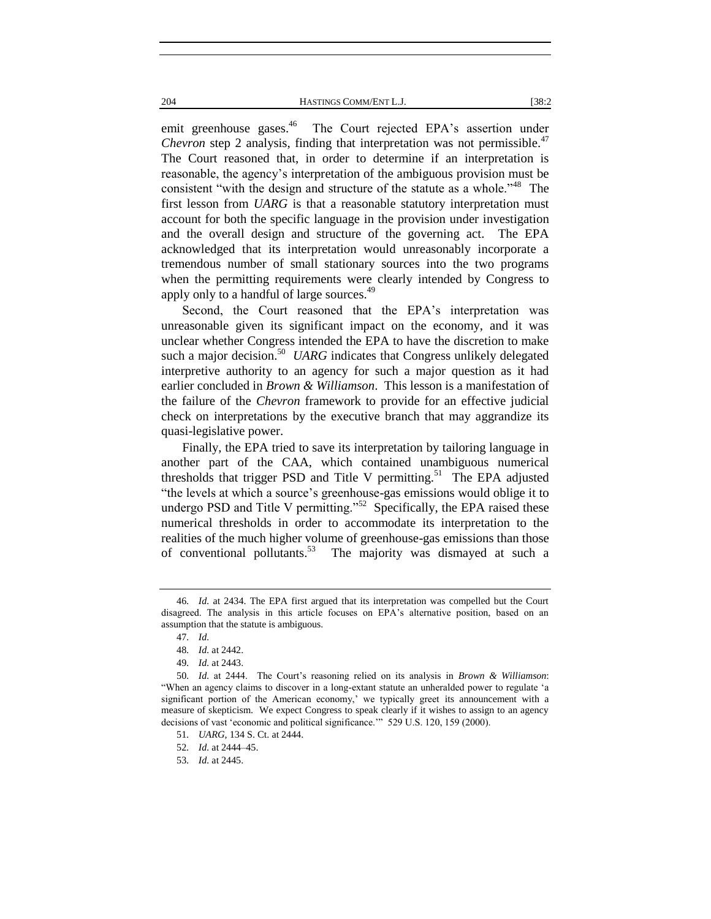emit greenhouse gases.[46] The Court rejected EPA's assertion under *Chevron* step 2 analysis, finding that interpretation was not permissible.[47] The Court reasoned that, in order to determine if an interpretation is reasonable, the agency's interpretation of the ambiguous provision must be consistent "with the design and structure of the statute as a whole."[48] The first lesson from *UARG* is that a reasonable statutory interpretation must account for both the specific language in the provision under investigation and the overall design and structure of the governing act. The EPA acknowledged that its interpretation would unreasonably incorporate a tremendous number of small stationary sources into the two programs when the permitting requirements were clearly intended by Congress to apply only to a handful of large sources.[49]

Second, the Court reasoned that the EPA's interpretation was unreasonable given its significant impact on the economy, and it was unclear whether Congress intended the EPA to have the discretion to make such a major decision.[50] *UARG* indicates that Congress unlikely delegated interpretive authority to an agency for such a major question as it had earlier concluded in *Brown & Williamson*. This lesson is a manifestation of the failure of the *Chevron* framework to provide for an effective judicial check on interpretations by the executive branch that may aggrandize its quasi-legislative power.

Finally, the EPA tried to save its interpretation by tailoring language in another part of the CAA, which contained unambiguous numerical thresholds that trigger PSD and Title V permitting.[51] The EPA adjusted "the levels at which a source's greenhouse-gas emissions would oblige it to undergo PSD and Title V permitting."[52] Specifically, the EPA raised these numerical thresholds in order to accommodate its interpretation to the realities of the much higher volume of greenhouse-gas emissions than those of conventional pollutants.[53] The majority was dismayed at such a

---

46. *Id.* at 2434. The EPA first argued that its interpretation was compelled but the Court disagreed. The analysis in this article focuses on EPA's alternative position, based on an assumption that the statute is ambiguous.

47. *Id.*

48. *Id.* at 2442.

49. *Id.* at 2443.

50. *Id.* at 2444. The Court's reasoning relied on its analysis in *Brown & Williamson*: "When an agency claims to discover in a long-extant statute an unheralded power to regulate 'a significant portion of the American economy,' we typically greet its announcement with a measure of skepticism. We expect Congress to speak clearly if it wishes to assign to an agency decisions of vast 'economic and political significance.'" 529 U.S. 120, 159 (2000).

51. *UARG*, 134 S. Ct. at 2444.

52. *Id.* at 2444–45.

53. *Id.* at 2445.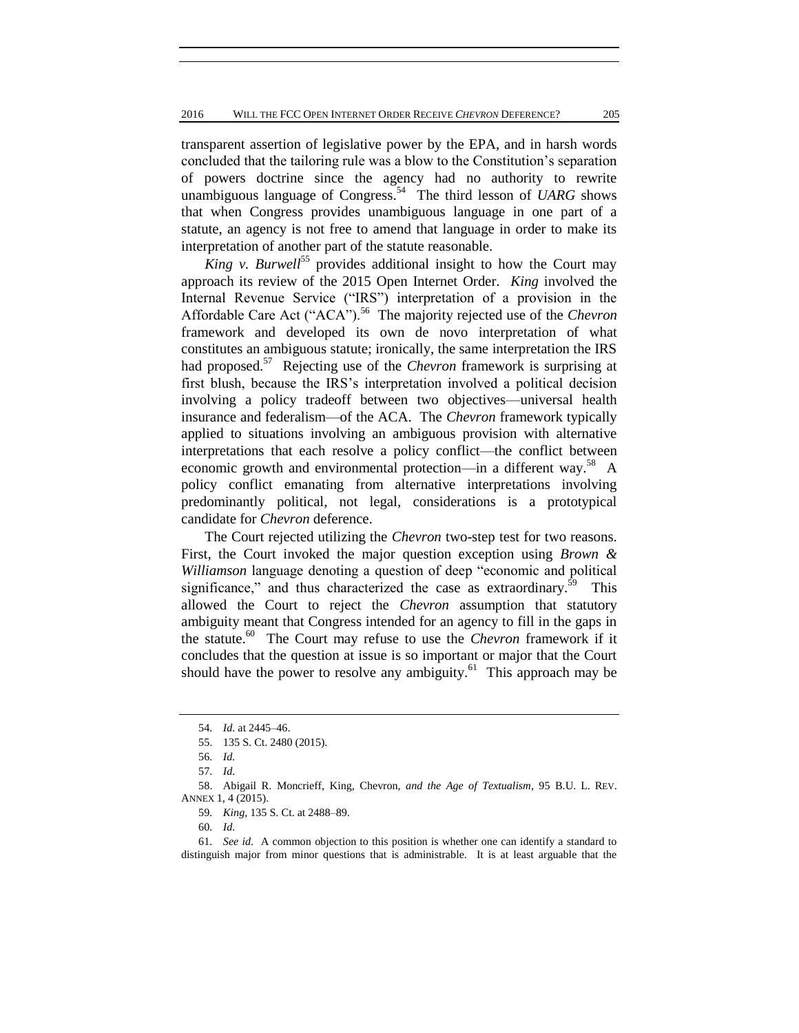transparent assertion of legislative power by the EPA, and in harsh words concluded that the tailoring rule was a blow to the Constitution's separation of powers doctrine since the agency had no authority to rewrite unambiguous language of Congress.[54] The third lesson of *UARG* shows that when Congress provides unambiguous language in one part of a statute, an agency is not free to amend that language in order to make its interpretation of another part of the statute reasonable.

*King v. Burwell*[55] provides additional insight to how the Court may approach its review of the 2015 Open Internet Order. *King* involved the Internal Revenue Service ("IRS") interpretation of a provision in the Affordable Care Act ("ACA").[56] The majority rejected use of the *Chevron* framework and developed its own de novo interpretation of what constitutes an ambiguous statute; ironically, the same interpretation the IRS had proposed.[57] Rejecting use of the *Chevron* framework is surprising at first blush, because the IRS's interpretation involved a political decision involving a policy tradeoff between two objectives—universal health insurance and federalism—of the ACA. The *Chevron* framework typically applied to situations involving an ambiguous provision with alternative interpretations that each resolve a policy conflict—the conflict between economic growth and environmental protection—in a different way.[58] A policy conflict emanating from alternative interpretations involving predominantly political, not legal, considerations is a prototypical candidate for *Chevron* deference.

The Court rejected utilizing the *Chevron* two-step test for two reasons. First, the Court invoked the major question exception using *Brown & Williamson* language denoting a question of deep "economic and political significance," and thus characterized the case as extraordinary.[59] This allowed the Court to reject the *Chevron* assumption that statutory ambiguity meant that Congress intended for an agency to fill in the gaps in the statute.[60] The Court may refuse to use the *Chevron* framework if it concludes that the question at issue is so important or major that the Court should have the power to resolve any ambiguity.[61] This approach may be

---

54. *Id.* at 2445–46.

55. 135 S. Ct. 2480 (2015).

56. *Id.*

57. *Id.*

58. Abigail R. Moncrieff, King, Chevron, *and the Age of Textualism*, 95 B.U. L. REV. ANNEX 1, 4 (2015).

59. *King*, 135 S. Ct. at 2488–89.

60. *Id.*

61. *See id.* A common objection to this position is whether one can identify a standard to distinguish major from minor questions that is administrable. It is at least arguable that the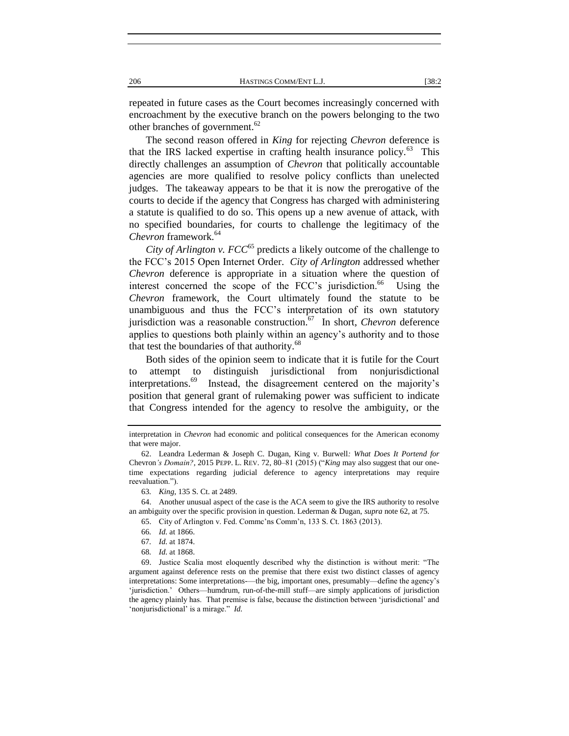repeated in future cases as the Court becomes increasingly concerned with encroachment by the executive branch on the powers belonging to the two other branches of government.[62]

The second reason offered in *King* for rejecting *Chevron* deference is that the IRS lacked expertise in crafting health insurance policy.[63] This directly challenges an assumption of *Chevron* that politically accountable agencies are more qualified to resolve policy conflicts than unelected judges. The takeaway appears to be that it is now the prerogative of the courts to decide if the agency that Congress has charged with administering a statute is qualified to do so. This opens up a new avenue of attack, with no specified boundaries, for courts to challenge the legitimacy of the *Chevron* framework.[64]

*City of Arlington v. FCC*[65] predicts a likely outcome of the challenge to the FCC's 2015 Open Internet Order. *City of Arlington* addressed whether *Chevron* deference is appropriate in a situation where the question of interest concerned the scope of the FCC's jurisdiction.[66] Using the *Chevron* framework, the Court ultimately found the statute to be unambiguous and thus the FCC's interpretation of its own statutory jurisdiction was a reasonable construction.[67] In short, *Chevron* deference applies to questions both plainly within an agency's authority and to those that test the boundaries of that authority.[68]

Both sides of the opinion seem to indicate that it is futile for the Court to attempt to distinguish jurisdictional from nonjurisdictional interpretations.[69] Instead, the disagreement centered on the majority's position that general grant of rulemaking power was sufficient to indicate that Congress intended for the agency to resolve the ambiguity, or the

---

interpretation in *Chevron* had economic and political consequences for the American economy that were major.

62. Leandra Lederman & Joseph C. Dugan, King v. Burwell*: What Does It Portend for* Chevron*'s Domain?*, 2015 PEPP. L. REV. 72, 80–81 (2015) ("*King* may also suggest that our one-time expectations regarding judicial deference to agency interpretations may require reevaluation.").

63. *King*, 135 S. Ct. at 2489.

64. Another unusual aspect of the case is the ACA seem to give the IRS authority to resolve an ambiguity over the specific provision in question. Lederman & Dugan, *supra* note 62, at 75.

65. City of Arlington v. Fed. Commc'ns Comm'n, 133 S. Ct. 1863 (2013).

66. *Id.* at 1866.

67. *Id.* at 1874.

68. *Id.* at 1868.

69. Justice Scalia most eloquently described why the distinction is without merit: "The argument against deference rests on the premise that there exist two distinct classes of agency interpretations: Some interpretations-—the big, important ones, presumably—define the agency's 'jurisdiction.' Others—humdrum, run-of-the-mill stuff—are simply applications of jurisdiction the agency plainly has. That premise is false, because the distinction between 'jurisdictional' and 'nonjurisdictional' is a mirage." *Id.*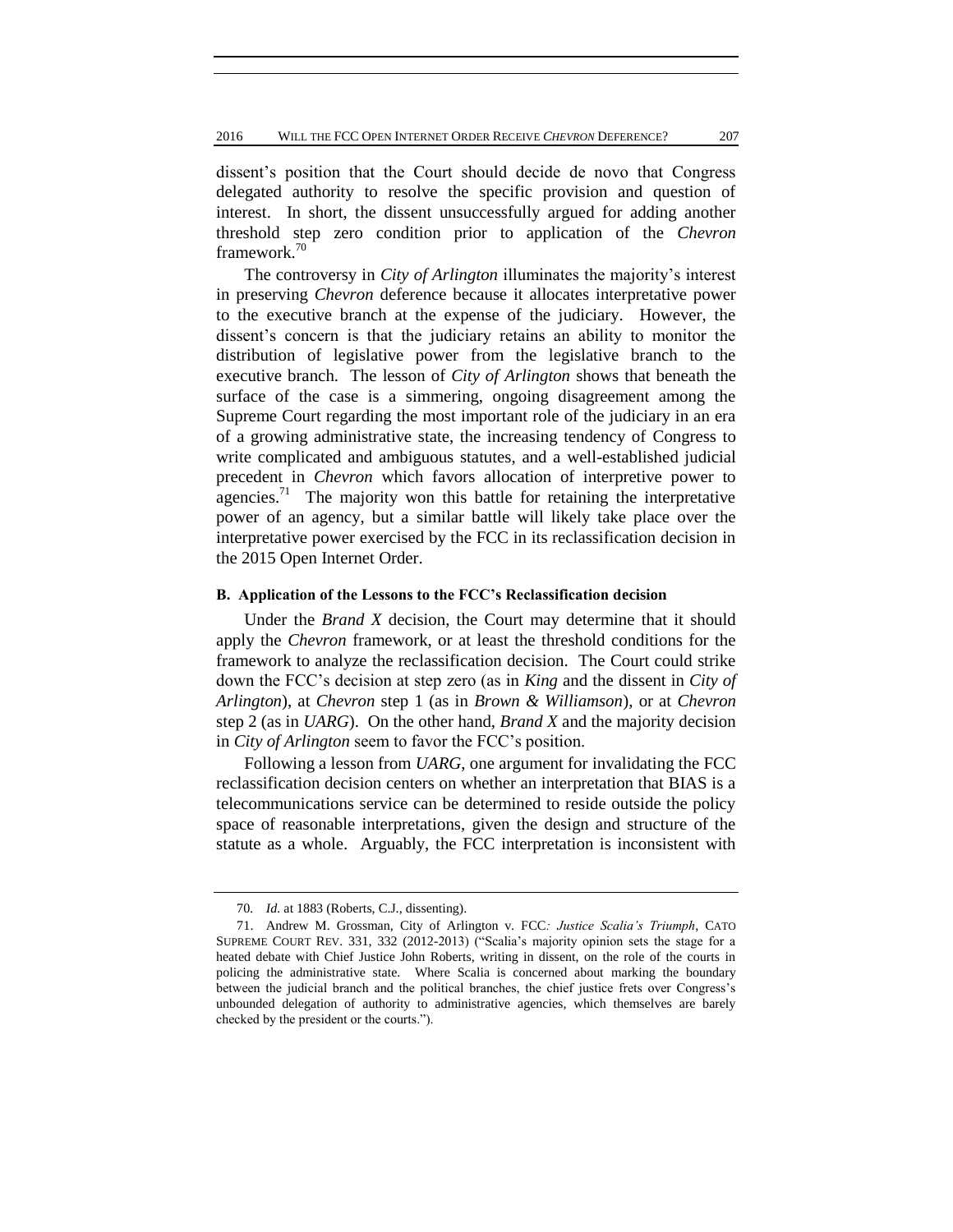dissent's position that the Court should decide de novo that Congress delegated authority to resolve the specific provision and question of interest. In short, the dissent unsuccessfully argued for adding another threshold step zero condition prior to application of the *Chevron* framework.[70]

The controversy in *City of Arlington* illuminates the majority's interest in preserving *Chevron* deference because it allocates interpretative power to the executive branch at the expense of the judiciary. However, the dissent's concern is that the judiciary retains an ability to monitor the distribution of legislative power from the legislative branch to the executive branch. The lesson of *City of Arlington* shows that beneath the surface of the case is a simmering, ongoing disagreement among the Supreme Court regarding the most important role of the judiciary in an era of a growing administrative state, the increasing tendency of Congress to write complicated and ambiguous statutes, and a well-established judicial precedent in *Chevron* which favors allocation of interpretive power to agencies.[71] The majority won this battle for retaining the interpretative power of an agency, but a similar battle will likely take place over the interpretative power exercised by the FCC in its reclassification decision in the 2015 Open Internet Order.

### B. Application of the Lessons to the FCC's Reclassification decision

Under the *Brand X* decision, the Court may determine that it should apply the *Chevron* framework, or at least the threshold conditions for the framework to analyze the reclassification decision. The Court could strike down the FCC's decision at step zero (as in *King* and the dissent in *City of Arlington*), at *Chevron* step 1 (as in *Brown & Williamson*), or at *Chevron* step 2 (as in *UARG*). On the other hand, *Brand X* and the majority decision in *City of Arlington* seem to favor the FCC's position.

Following a lesson from *UARG*, one argument for invalidating the FCC reclassification decision centers on whether an interpretation that BIAS is a telecommunications service can be determined to reside outside the policy space of reasonable interpretations, given the design and structure of the statute as a whole. Arguably, the FCC interpretation is inconsistent with

---

70. *Id.* at 1883 (Roberts, C.J., dissenting).

71. Andrew M. Grossman, City of Arlington v. FCC*: Justice Scalia's Triumph*, CATO SUPREME COURT REV. 331, 332 (2012-2013) ("Scalia's majority opinion sets the stage for a heated debate with Chief Justice John Roberts, writing in dissent, on the role of the courts in policing the administrative state. Where Scalia is concerned about marking the boundary between the judicial branch and the political branches, the chief justice frets over Congress's unbounded delegation of authority to administrative agencies, which themselves are barely checked by the president or the courts.").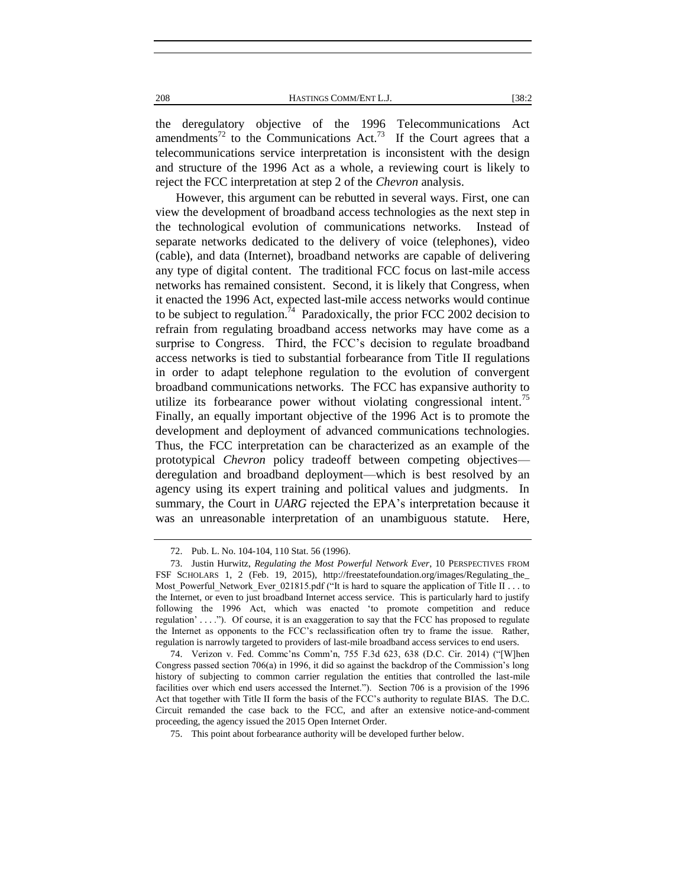the deregulatory objective of the 1996 Telecommunications Act amendments[72] to the Communications Act.[73] If the Court agrees that a telecommunications service interpretation is inconsistent with the design and structure of the 1996 Act as a whole, a reviewing court is likely to reject the FCC interpretation at step 2 of the *Chevron* analysis.

However, this argument can be rebutted in several ways. First, one can view the development of broadband access technologies as the next step in the technological evolution of communications networks. Instead of separate networks dedicated to the delivery of voice (telephones), video (cable), and data (Internet), broadband networks are capable of delivering any type of digital content. The traditional FCC focus on last-mile access networks has remained consistent. Second, it is likely that Congress, when it enacted the 1996 Act, expected last-mile access networks would continue to be subject to regulation.[74] Paradoxically, the prior FCC 2002 decision to refrain from regulating broadband access networks may have come as a surprise to Congress. Third, the FCC's decision to regulate broadband access networks is tied to substantial forbearance from Title II regulations in order to adapt telephone regulation to the evolution of convergent broadband communications networks. The FCC has expansive authority to utilize its forbearance power without violating congressional intent.[75] Finally, an equally important objective of the 1996 Act is to promote the development and deployment of advanced communications technologies. Thus, the FCC interpretation can be characterized as an example of the prototypical *Chevron* policy tradeoff between competing objectives—deregulation and broadband deployment—which is best resolved by an agency using its expert training and political values and judgments. In summary, the Court in *UARG* rejected the EPA's interpretation because it was an unreasonable interpretation of an unambiguous statute. Here,

---

72. Pub. L. No. 104-104, 110 Stat. 56 (1996).

73. Justin Hurwitz, *Regulating the Most Powerful Network Ever*, 10 PERSPECTIVES FROM FSF SCHOLARS 1, 2 (Feb. 19, 2015), http://freestatefoundation.org/images/Regulating_the_Most_Powerful_Network_Ever_021815.pdf ("It is hard to square the application of Title II . . . to the Internet, or even to just broadband Internet access service. This is particularly hard to justify following the 1996 Act, which was enacted 'to promote competition and reduce regulation' . . . ."). Of course, it is an exaggeration to say that the FCC has proposed to regulate the Internet as opponents to the FCC's reclassification often try to frame the issue. Rather, regulation is narrowly targeted to providers of last-mile broadband access services to end users.

74. Verizon v. Fed. Commc'ns Comm'n, 755 F.3d 623, 638 (D.C. Cir. 2014) ("[W]hen Congress passed section 706(a) in 1996, it did so against the backdrop of the Commission's long history of subjecting to common carrier regulation the entities that controlled the last-mile facilities over which end users accessed the Internet."). Section 706 is a provision of the 1996 Act that together with Title II form the basis of the FCC's authority to regulate BIAS. The D.C. Circuit remanded the case back to the FCC, and after an extensive notice-and-comment proceeding, the agency issued the 2015 Open Internet Order.

75. This point about forbearance authority will be developed further below.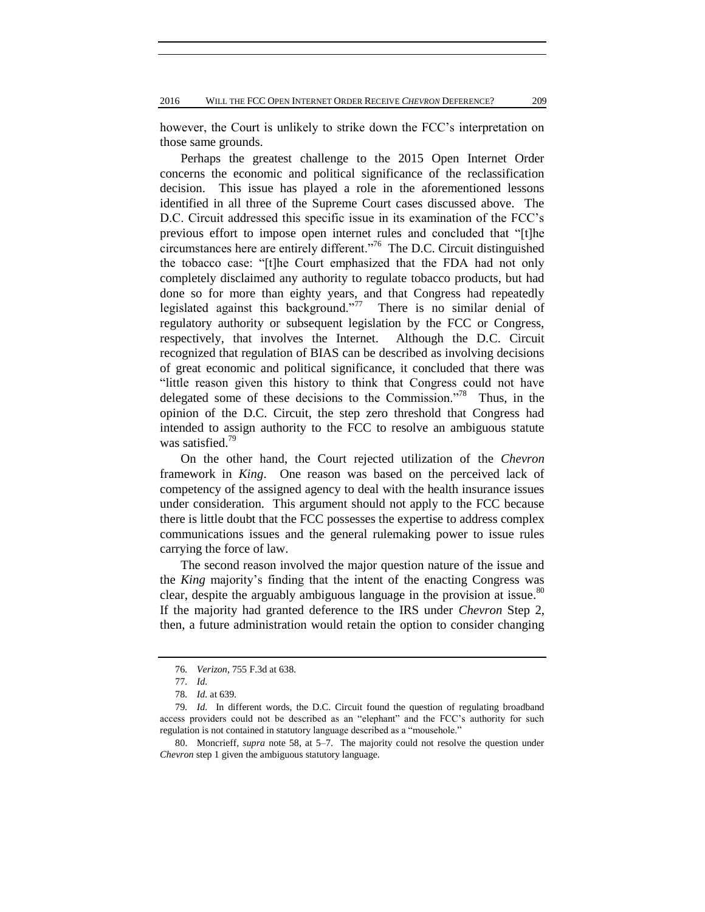however, the Court is unlikely to strike down the FCC's interpretation on those same grounds.

Perhaps the greatest challenge to the 2015 Open Internet Order concerns the economic and political significance of the reclassification decision. This issue has played a role in the aforementioned lessons identified in all three of the Supreme Court cases discussed above. The D.C. Circuit addressed this specific issue in its examination of the FCC's previous effort to impose open internet rules and concluded that "[t]he circumstances here are entirely different."[76] The D.C. Circuit distinguished the tobacco case: "[t]he Court emphasized that the FDA had not only completely disclaimed any authority to regulate tobacco products, but had done so for more than eighty years, and that Congress had repeatedly legislated against this background."[77] There is no similar denial of regulatory authority or subsequent legislation by the FCC or Congress, respectively, that involves the Internet. Although the D.C. Circuit recognized that regulation of BIAS can be described as involving decisions of great economic and political significance, it concluded that there was "little reason given this history to think that Congress could not have delegated some of these decisions to the Commission."[78] Thus, in the opinion of the D.C. Circuit, the step zero threshold that Congress had intended to assign authority to the FCC to resolve an ambiguous statute was satisfied.[79]

On the other hand, the Court rejected utilization of the *Chevron* framework in *King*. One reason was based on the perceived lack of competency of the assigned agency to deal with the health insurance issues under consideration. This argument should not apply to the FCC because there is little doubt that the FCC possesses the expertise to address complex communications issues and the general rulemaking power to issue rules carrying the force of law.

The second reason involved the major question nature of the issue and the *King* majority's finding that the intent of the enacting Congress was clear, despite the arguably ambiguous language in the provision at issue.[80] If the majority had granted deference to the IRS under *Chevron* Step 2, then, a future administration would retain the option to consider changing

---

76. *Verizon*, 755 F.3d at 638.

77. *Id.*

78. *Id.* at 639.

79. *Id.* In different words, the D.C. Circuit found the question of regulating broadband access providers could not be described as an "elephant" and the FCC's authority for such regulation is not contained in statutory language described as a "mousehole."

80. Moncrieff, *supra* note 58, at 5–7. The majority could not resolve the question under *Chevron* step 1 given the ambiguous statutory language.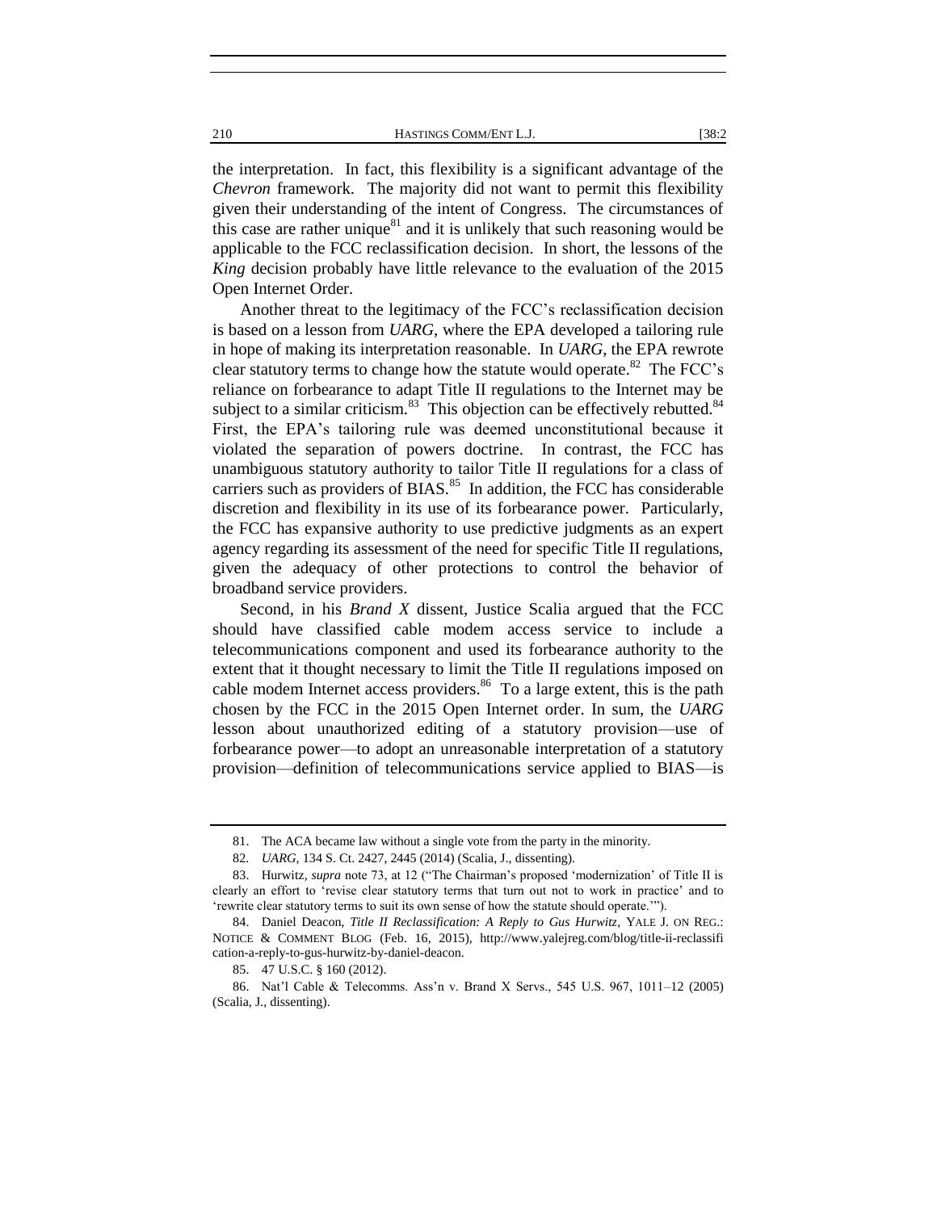the interpretation. In fact, this flexibility is a significant advantage of the *Chevron* framework. The majority did not want to permit this flexibility given their understanding of the intent of Congress. The circumstances of this case are rather unique[81] and it is unlikely that such reasoning would be applicable to the FCC reclassification decision. In short, the lessons of the *King* decision probably have little relevance to the evaluation of the 2015 Open Internet Order.

Another threat to the legitimacy of the FCC's reclassification decision is based on a lesson from *UARG*, where the EPA developed a tailoring rule in hope of making its interpretation reasonable. In *UARG*, the EPA rewrote clear statutory terms to change how the statute would operate.[82] The FCC's reliance on forbearance to adapt Title II regulations to the Internet may be subject to a similar criticism.[83] This objection can be effectively rebutted.[84] First, the EPA's tailoring rule was deemed unconstitutional because it violated the separation of powers doctrine. In contrast, the FCC has unambiguous statutory authority to tailor Title II regulations for a class of carriers such as providers of BIAS.[85] In addition, the FCC has considerable discretion and flexibility in its use of its forbearance power. Particularly, the FCC has expansive authority to use predictive judgments as an expert agency regarding its assessment of the need for specific Title II regulations, given the adequacy of other protections to control the behavior of broadband service providers.

Second, in his *Brand X* dissent, Justice Scalia argued that the FCC should have classified cable modem access service to include a telecommunications component and used its forbearance authority to the extent that it thought necessary to limit the Title II regulations imposed on cable modem Internet access providers.[86] To a large extent, this is the path chosen by the FCC in the 2015 Open Internet order. In sum, the *UARG* lesson about unauthorized editing of a statutory provision—use of forbearance power—to adopt an unreasonable interpretation of a statutory provision—definition of telecommunications service applied to BIAS—is

---

81. The ACA became law without a single vote from the party in the minority.

82. *UARG*, 134 S. Ct. 2427, 2445 (2014) (Scalia, J., dissenting).

83. Hurwitz, *supra* note 73, at 12 ("The Chairman's proposed 'modernization' of Title II is clearly an effort to 'revise clear statutory terms that turn out not to work in practice' and to 'rewrite clear statutory terms to suit its own sense of how the statute should operate.'").

84. Daniel Deacon, *Title II Reclassification: A Reply to Gus Hurwitz*, YALE J. ON REG.: NOTICE & COMMENT BLOG (Feb. 16, 2015), http://www.yalejreg.com/blog/title-ii-reclassification-a-reply-to-gus-hurwitz-by-daniel-deacon.

85. 47 U.S.C. § 160 (2012).

86. Nat'l Cable & Telecomms. Ass'n v. Brand X Servs., 545 U.S. 967, 1011–12 (2005) (Scalia, J., dissenting).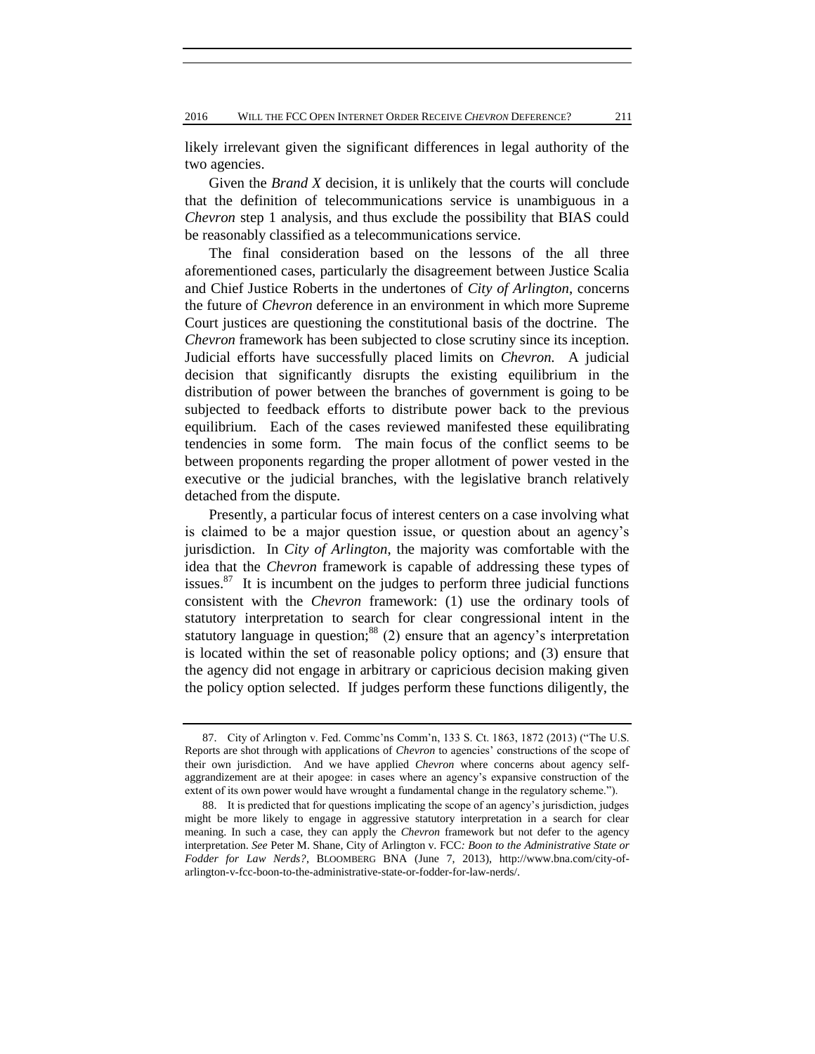likely irrelevant given the significant differences in legal authority of the two agencies.

Given the *Brand X* decision, it is unlikely that the courts will conclude that the definition of telecommunications service is unambiguous in a *Chevron* step 1 analysis, and thus exclude the possibility that BIAS could be reasonably classified as a telecommunications service.

The final consideration based on the lessons of the all three aforementioned cases, particularly the disagreement between Justice Scalia and Chief Justice Roberts in the undertones of *City of Arlington*, concerns the future of *Chevron* deference in an environment in which more Supreme Court justices are questioning the constitutional basis of the doctrine. The *Chevron* framework has been subjected to close scrutiny since its inception. Judicial efforts have successfully placed limits on *Chevron.* A judicial decision that significantly disrupts the existing equilibrium in the distribution of power between the branches of government is going to be subjected to feedback efforts to distribute power back to the previous equilibrium. Each of the cases reviewed manifested these equilibrating tendencies in some form. The main focus of the conflict seems to be between proponents regarding the proper allotment of power vested in the executive or the judicial branches, with the legislative branch relatively detached from the dispute.

Presently, a particular focus of interest centers on a case involving what is claimed to be a major question issue, or question about an agency's jurisdiction. In *City of Arlington*, the majority was comfortable with the idea that the *Chevron* framework is capable of addressing these types of issues.[87] It is incumbent on the judges to perform three judicial functions consistent with the *Chevron* framework: (1) use the ordinary tools of statutory interpretation to search for clear congressional intent in the statutory language in question;[88] (2) ensure that an agency's interpretation is located within the set of reasonable policy options; and (3) ensure that the agency did not engage in arbitrary or capricious decision making given the policy option selected. If judges perform these functions diligently, the

---

87. City of Arlington v. Fed. Commc'ns Comm'n, 133 S. Ct. 1863, 1872 (2013) ("The U.S. Reports are shot through with applications of *Chevron* to agencies' constructions of the scope of their own jurisdiction. And we have applied *Chevron* where concerns about agency self-aggrandizement are at their apogee: in cases where an agency's expansive construction of the extent of its own power would have wrought a fundamental change in the regulatory scheme.").

88. It is predicted that for questions implicating the scope of an agency's jurisdiction, judges might be more likely to engage in aggressive statutory interpretation in a search for clear meaning. In such a case, they can apply the *Chevron* framework but not defer to the agency interpretation. *See* Peter M. Shane, City of Arlington v. FCC*: Boon to the Administrative State or Fodder for Law Nerds?*, BLOOMBERG BNA (June 7, 2013), http://www.bna.com/city-of-arlington-v-fcc-boon-to-the-administrative-state-or-fodder-for-law-nerds/.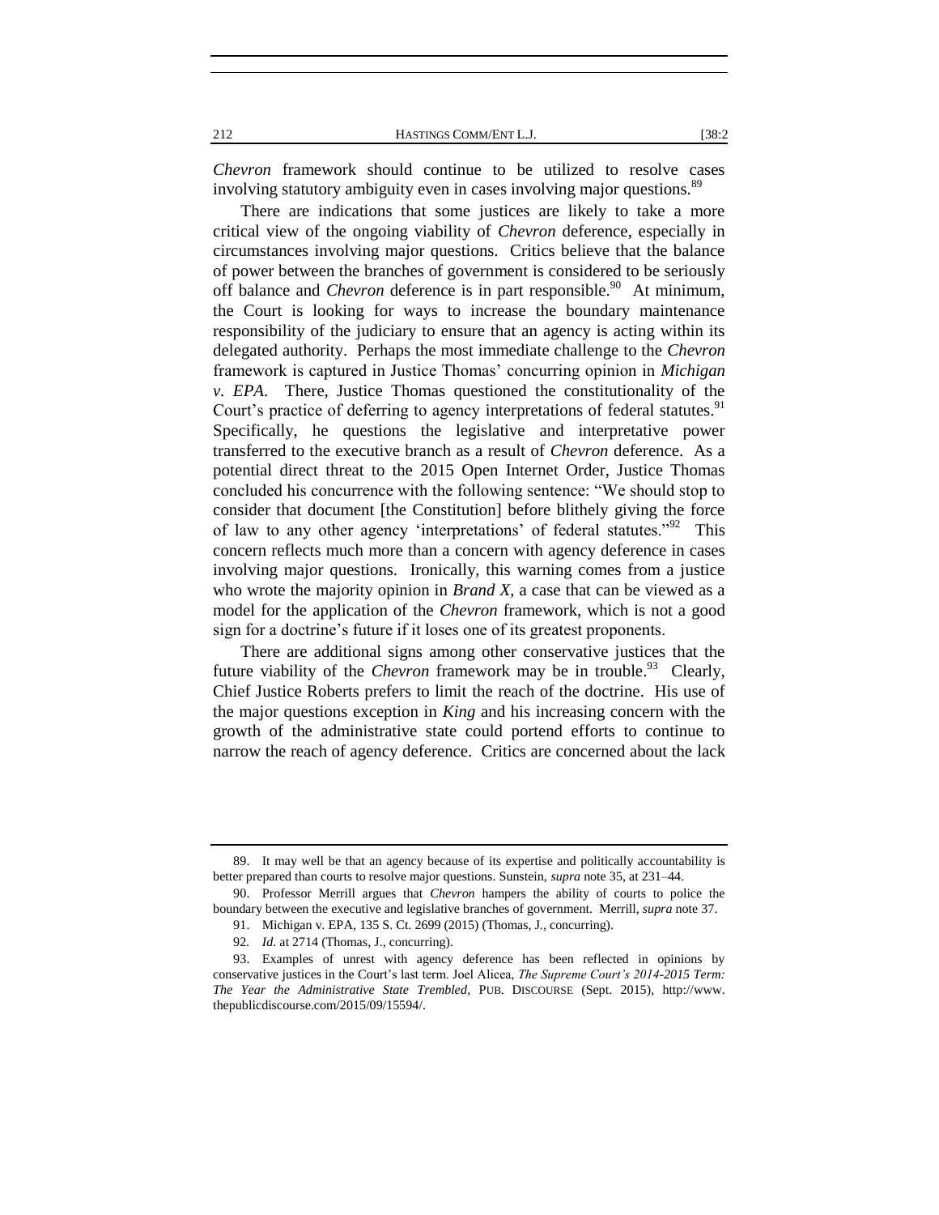*Chevron* framework should continue to be utilized to resolve cases involving statutory ambiguity even in cases involving major questions.[89]

There are indications that some justices are likely to take a more critical view of the ongoing viability of *Chevron* deference, especially in circumstances involving major questions. Critics believe that the balance of power between the branches of government is considered to be seriously off balance and *Chevron* deference is in part responsible.[90] At minimum, the Court is looking for ways to increase the boundary maintenance responsibility of the judiciary to ensure that an agency is acting within its delegated authority. Perhaps the most immediate challenge to the *Chevron* framework is captured in Justice Thomas' concurring opinion in *Michigan v. EPA*. There, Justice Thomas questioned the constitutionality of the Court's practice of deferring to agency interpretations of federal statutes.[91] Specifically, he questions the legislative and interpretative power transferred to the executive branch as a result of *Chevron* deference. As a potential direct threat to the 2015 Open Internet Order, Justice Thomas concluded his concurrence with the following sentence: "We should stop to consider that document [the Constitution] before blithely giving the force of law to any other agency 'interpretations' of federal statutes."[92] This concern reflects much more than a concern with agency deference in cases involving major questions. Ironically, this warning comes from a justice who wrote the majority opinion in *Brand X*, a case that can be viewed as a model for the application of the *Chevron* framework, which is not a good sign for a doctrine's future if it loses one of its greatest proponents.

There are additional signs among other conservative justices that the future viability of the *Chevron* framework may be in trouble.[93] Clearly, Chief Justice Roberts prefers to limit the reach of the doctrine. His use of the major questions exception in *King* and his increasing concern with the growth of the administrative state could portend efforts to continue to narrow the reach of agency deference. Critics are concerned about the lack

89. It may well be that an agency because of its expertise and politically accountability is better prepared than courts to resolve major questions. Sunstein, *supra* note 35, at 231–44.

90. Professor Merrill argues that *Chevron* hampers the ability of courts to police the boundary between the executive and legislative branches of government. Merrill, *supra* note 37.

91. Michigan v. EPA, 135 S. Ct. 2699 (2015) (Thomas, J., concurring).

92. *Id.* at 2714 (Thomas, J., concurring).

93. Examples of unrest with agency deference has been reflected in opinions by conservative justices in the Court's last term. Joel Alicea, *The Supreme Court's 2014-2015 Term: The Year the Administrative State Trembled*, PUB. DISCOURSE (Sept. 2015), http://www.thepublicdiscourse.com/2015/09/15594/.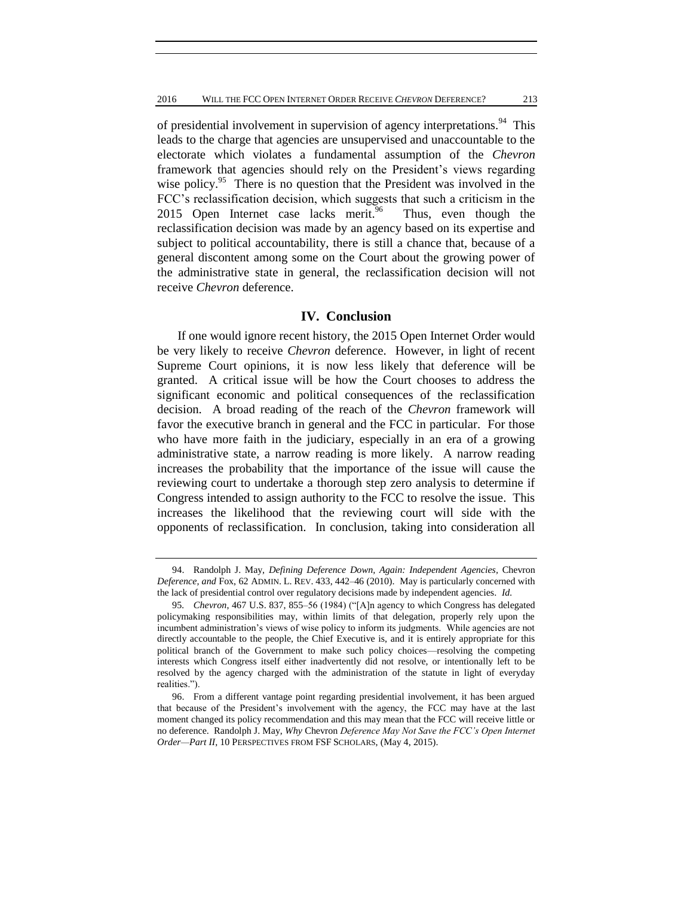of presidential involvement in supervision of agency interpretations.[94] This leads to the charge that agencies are unsupervised and unaccountable to the electorate which violates a fundamental assumption of the *Chevron* framework that agencies should rely on the President's views regarding wise policy.[95] There is no question that the President was involved in the FCC's reclassification decision, which suggests that such a criticism in the 2015 Open Internet case lacks merit.[96] Thus, even though the reclassification decision was made by an agency based on its expertise and subject to political accountability, there is still a chance that, because of a general discontent among some on the Court about the growing power of the administrative state in general, the reclassification decision will not receive *Chevron* deference.

## IV. Conclusion

If one would ignore recent history, the 2015 Open Internet Order would be very likely to receive *Chevron* deference. However, in light of recent Supreme Court opinions, it is now less likely that deference will be granted. A critical issue will be how the Court chooses to address the significant economic and political consequences of the reclassification decision. A broad reading of the reach of the *Chevron* framework will favor the executive branch in general and the FCC in particular. For those who have more faith in the judiciary, especially in an era of a growing administrative state, a narrow reading is more likely. A narrow reading increases the probability that the importance of the issue will cause the reviewing court to undertake a thorough step zero analysis to determine if Congress intended to assign authority to the FCC to resolve the issue. This increases the likelihood that the reviewing court will side with the opponents of reclassification. In conclusion, taking into consideration all

---

94. Randolph J. May, *Defining Deference Down, Again: Independent Agencies,* Chevron *Deference, and* Fox, 62 ADMIN. L. REV. 433, 442–46 (2010). May is particularly concerned with the lack of presidential control over regulatory decisions made by independent agencies. *Id.*

95. *Chevron*, 467 U.S. 837, 855–56 (1984) ("[A]n agency to which Congress has delegated policymaking responsibilities may, within limits of that delegation, properly rely upon the incumbent administration's views of wise policy to inform its judgments. While agencies are not directly accountable to the people, the Chief Executive is, and it is entirely appropriate for this political branch of the Government to make such policy choices—resolving the competing interests which Congress itself either inadvertently did not resolve, or intentionally left to be resolved by the agency charged with the administration of the statute in light of everyday realities.").

96. From a different vantage point regarding presidential involvement, it has been argued that because of the President's involvement with the agency, the FCC may have at the last moment changed its policy recommendation and this may mean that the FCC will receive little or no deference. Randolph J. May, *Why* Chevron *Deference May Not Save the FCC's Open Internet Order—Part II*, 10 PERSPECTIVES FROM FSF SCHOLARS, (May 4, 2015).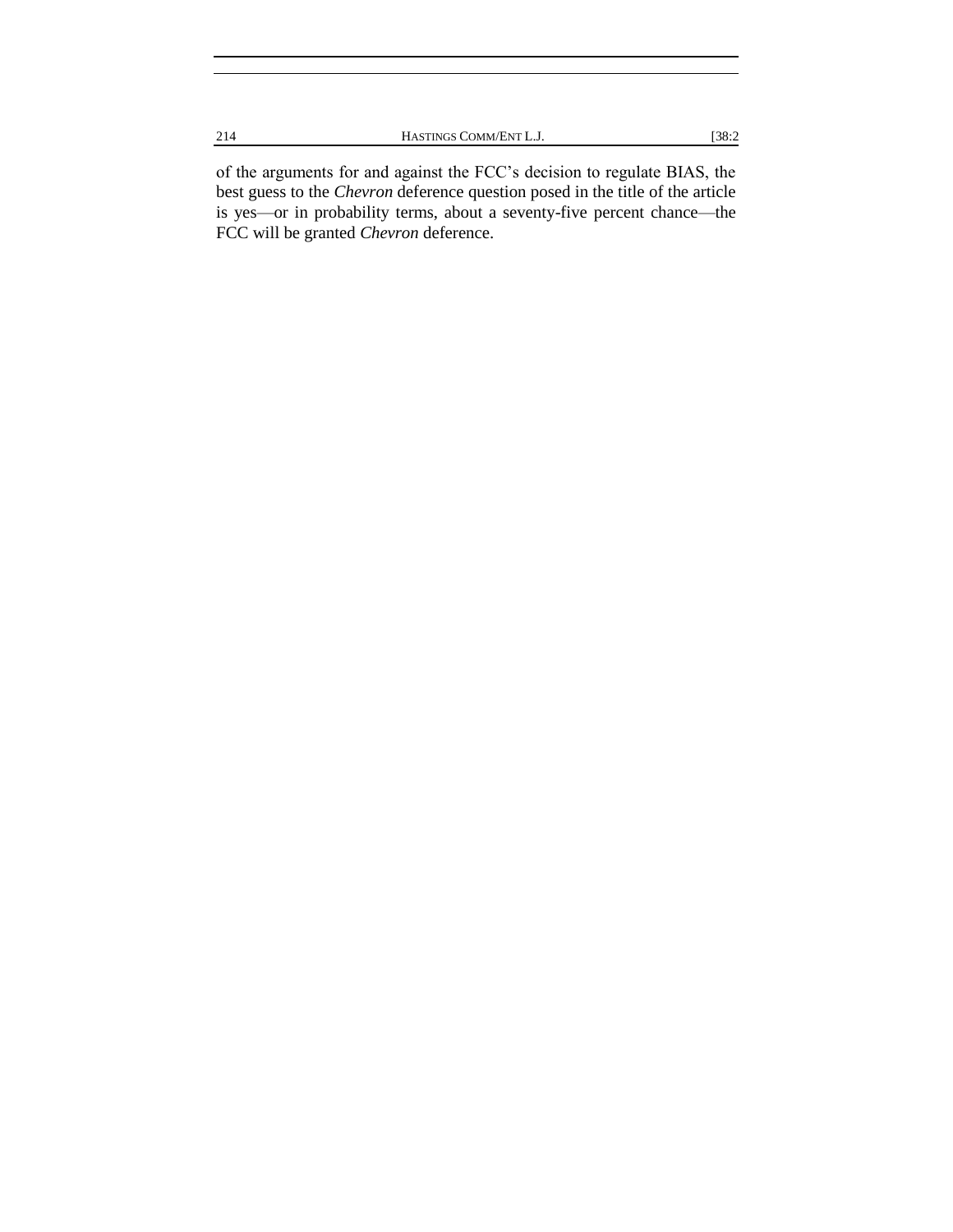of the arguments for and against the FCC's decision to regulate BIAS, the best guess to the *Chevron* deference question posed in the title of the article is yes—or in probability terms, about a seventy-five percent chance—the FCC will be granted *Chevron* deference.